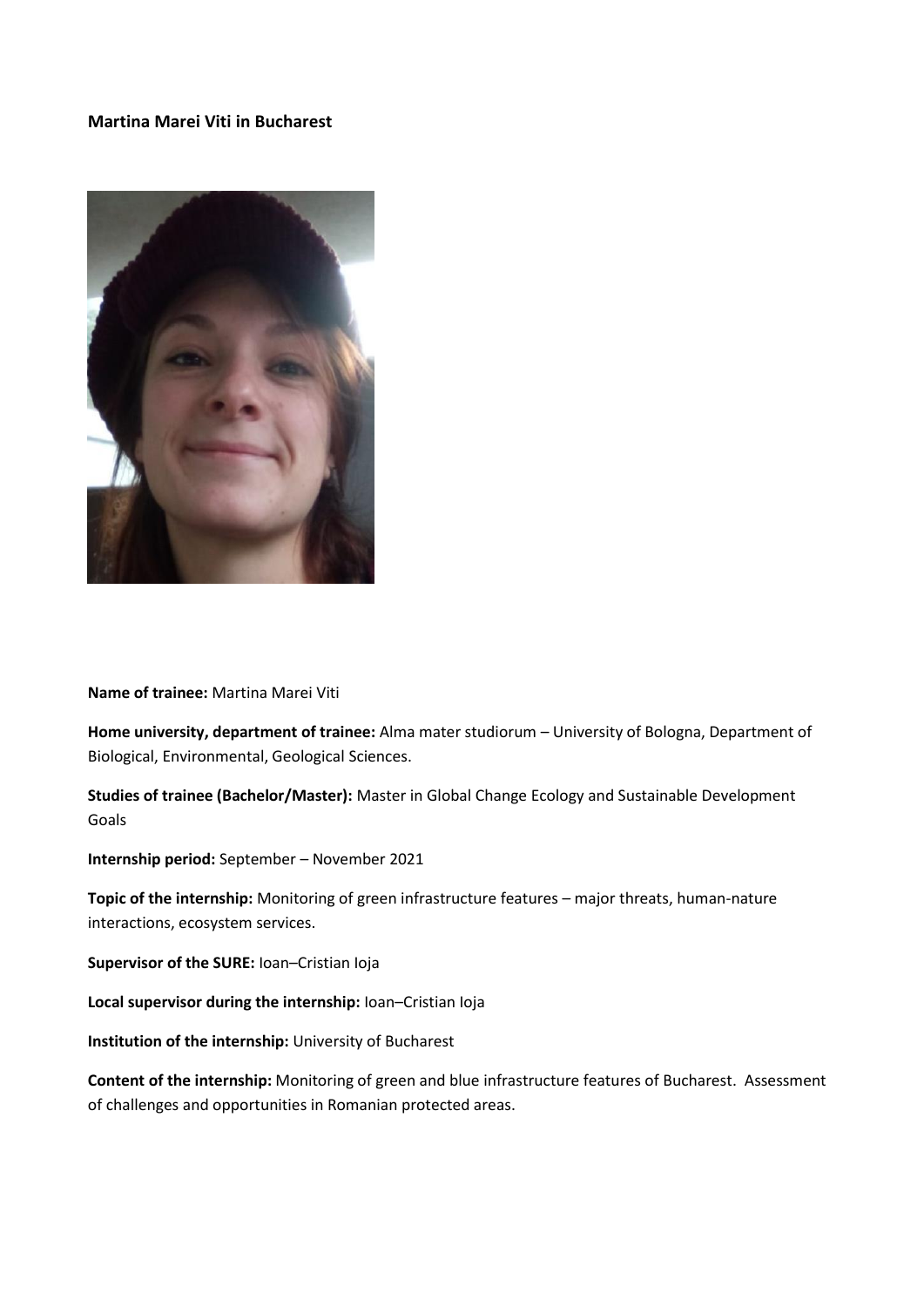**Martina Marei Viti in Bucharest**

**Name of trainee:** Martina Marei Viti

**Home university, department of trainee:** Alma mater studiorum – University of Bologna, Department of Biological, Environmental, Geological Sciences.

**Studies of trainee (Bachelor/Master):** Master in Global Change Ecology and Sustainable Development Goals

**Internship period:** September – November 2021

**Topic of the internship:** Monitoring of green infrastructure features – major threats, human-nature interactions, ecosystem services.

**Supervisor of the SURE:** Ioan–Cristian Ioja

**Local supervisor during the internship:** Ioan–Cristian Ioja

**Institution of the internship:** University of Bucharest

**Content of the internship:** Monitoring of green and blue infrastructure features of Bucharest. Assessment of challenges and opportunities in Romanian protected areas.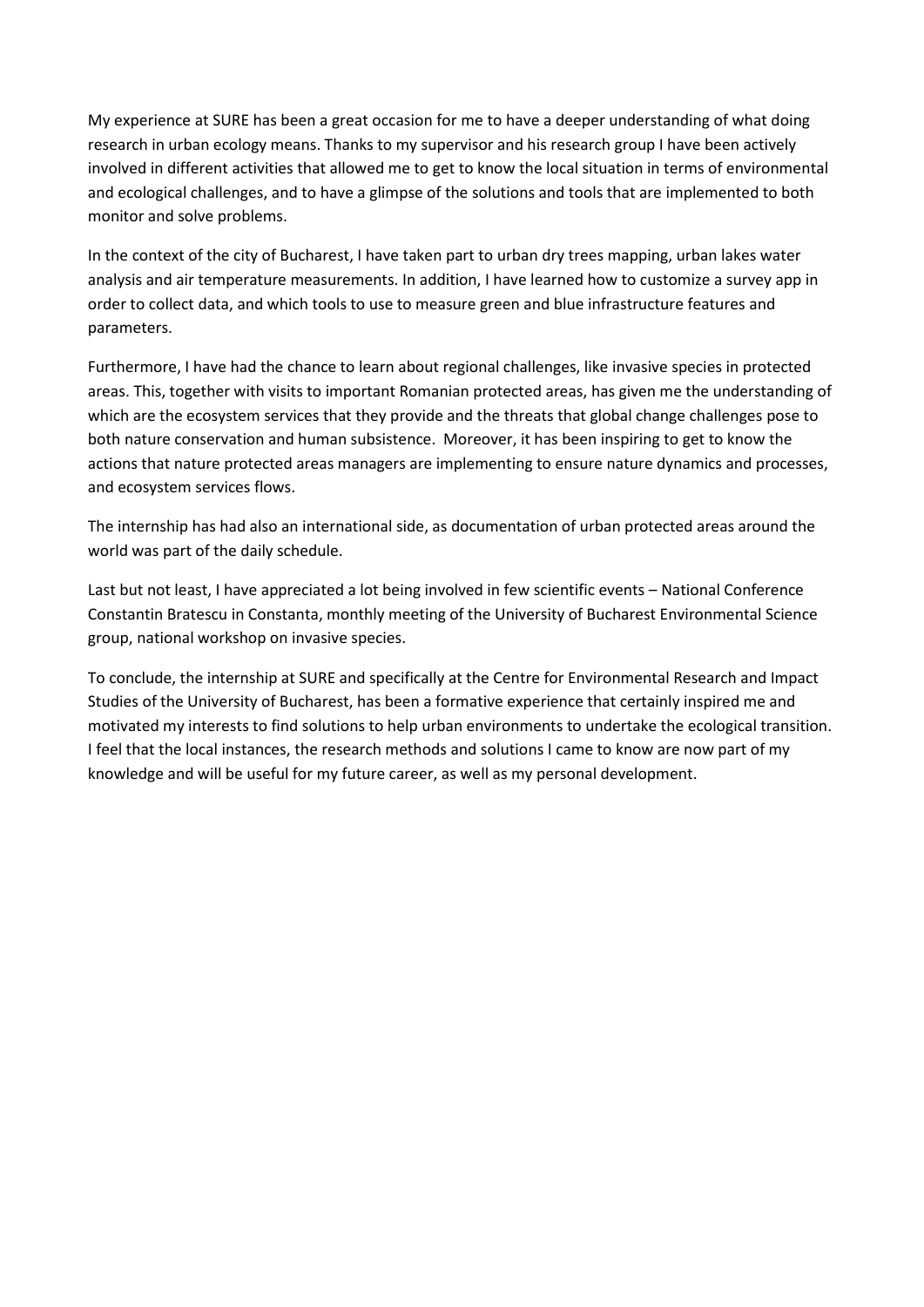My experience at SURE has been a great occasion for me to have a deeper understanding of what doing research in urban ecology means. Thanks to my supervisor and his research group I have been actively involved in different activities that allowed me to get to know the local situation in terms of environmental and ecological challenges, and to have a glimpse of the solutions and tools that are implemented to both monitor and solve problems.

In the context of the city of Bucharest, I have taken part to urban dry trees mapping, urban lakes water analysis and air temperature measurements. In addition, I have learned how to customize a survey app in order to collect data, and which tools to use to measure green and blue infrastructure features and parameters.

Furthermore, I have had the chance to learn about regional challenges, like invasive species in protected areas. This, together with visits to important Romanian protected areas, has given me the understanding of which are the ecosystem services that they provide and the threats that global change challenges pose to both nature conservation and human subsistence. Moreover, it has been inspiring to get to know the actions that nature protected areas managers are implementing to ensure nature dynamics and processes, and ecosystem services flows.

The internship has had also an international side, as documentation of urban protected areas around the world was part of the daily schedule.

Last but not least, I have appreciated a lot being involved in few scientific events – National Conference Constantin Bratescu in Constanta, monthly meeting of the University of Bucharest Environmental Science group, national workshop on invasive species.

To conclude, the internship at SURE and specifically at the Centre for Environmental Research and Impact Studies of the University of Bucharest, has been a formative experience that certainly inspired me and motivated my interests to find solutions to help urban environments to undertake the ecological transition. I feel that the local instances, the research methods and solutions I came to know are now part of my knowledge and will be useful for my future career, as well as my personal development.